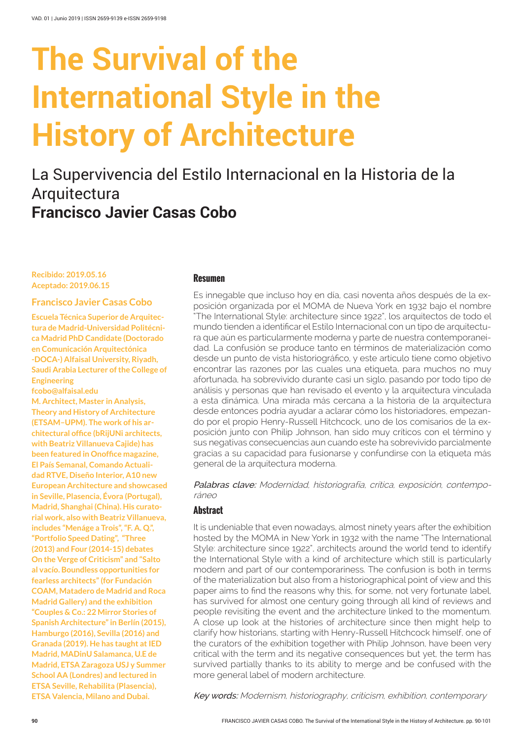# The Survival of the International Style in the History of Architecture

## La Supervivencia del Estilo Internacional en la Historia de la Arquitectura

**Francisco Javier Casas Cobo**

**Recibido: 2019.05.16**
**Aceptado: 2019.06.15**

**Francisco Javier Casas Cobo**

**Escuela Técnica Superior de Arquitectura de Madrid-Universidad Politécnica Madrid PhD Candidate (Doctorado en Comunicación Arquitectónica -DOCA-) Alfaisal University, Riyadh, Saudi Arabia Lecturer of the College of Engineering**

**fcobo@alfaisal.edu**

**M. Architect, Master in Analysis, Theory and History of Architecture (ETSAM–UPM). The work of his architectural office (bRijUNi architects, with Beatriz Villanueva Cajide) has been featured in Onoffice magazine, El País Semanal, Comando Actualidad RTVE, Diseño Interior, A10 new European Architecture and showcased in Seville, Plasencia, Évora (Portugal), Madrid, Shanghai (China). His curatorial work, also with Beatriz Villanueva, includes "Menáge a Trois", "F. A. Q.", "Portfolio Speed Dating", "Three (2013) and Four (2014-15) debates On the Verge of Criticism" and "Salto al vacío. Boundless opportunities for fearless architects" (for Fundación COAM, Matadero de Madrid and Roca Madrid Gallery) and the exhibition "Couples & Co.: 22 Mirror Stories of Spanish Architecture" in Berlín (2015), Hamburgo (2016), Sevilla (2016) and Granada (2019). He has taught at IED Madrid, MADinU Salamanca, U.E de Madrid, ETSA Zaragoza USJ y Summer School AA (Londres) and lectured in ETSA Seville, Rehabilita (Plasencia), ETSA Valencia, Milano and Dubai.**

### Resumen

Es innegable que incluso hoy en día, casi noventa años después de la exposición organizada por el MOMA de Nueva York en 1932 bajo el nombre "The International Style: architecture since 1922", los arquitectos de todo el mundo tienden a identificar el Estilo Internacional con un tipo de arquitectura que aún es particularmente moderna y parte de nuestra contemporaneidad. La confusión se produce tanto en términos de materialización como desde un punto de vista historiográfico, y este articulo tiene como objetivo encontrar las razones por las cuales una etiqueta, para muchos no muy afortunada, ha sobrevivido durante casi un siglo, pasando por todo tipo de análisis y personas que han revisado el evento y la arquitectura vinculada a esta dinámica. Una mirada más cercana a la historia de la arquitectura desde entonces podría ayudar a aclarar cómo los historiadores, empezando por el propio Henry-Russell Hitchcock, uno de los comisarios de la exposición junto con Philip Johnson, han sido muy críticos con el término y sus negativas consecuencias aun cuando este ha sobrevivido parcialmente gracias a su capacidad para fusionarse y confundirse con la etiqueta más general de la arquitectura moderna.

*Palabras clave: Modernidad, historiografía, crítica, exposición, contemporáneo*

### Abstract

It is undeniable that even nowadays, almost ninety years after the exhibition hosted by the MOMA in New York in 1932 with the name "The International Style: architecture since 1922", architects around the world tend to identify the International Style with a kind of architecture which still is particularly modern and part of our contemporariness. The confusion is both in terms of the materialization but also from a historiographical point of view and this paper aims to find the reasons why this, for some, not very fortunate label, has survived for almost one century going through all kind of reviews and people revisiting the event and the architecture linked to the momentum. A close up look at the histories of architecture since then might help to clarify how historians, starting with Henry-Russell Hitchcock himself, one of the curators of the exhibition together with Philip Johnson, have been very critical with the term and its negative consequences but yet, the term has survived partially thanks to its ability to merge and be confused with the more general label of modern architecture.

*Key words: Modernism, historiography, criticism, exhibition, contemporary*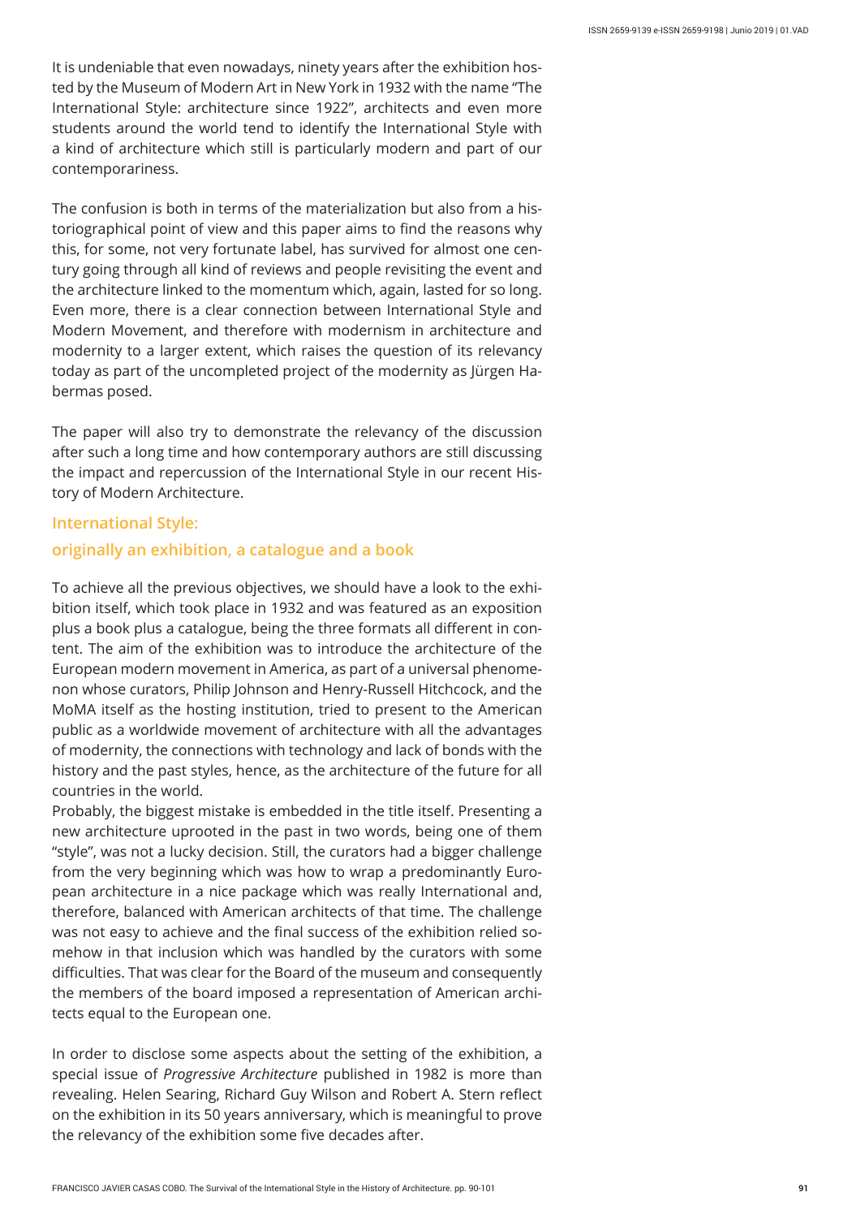It is undeniable that even nowadays, ninety years after the exhibition hosted by the Museum of Modern Art in New York in 1932 with the name "The International Style: architecture since 1922", architects and even more students around the world tend to identify the International Style with a kind of architecture which still is particularly modern and part of our contemporariness.

The confusion is both in terms of the materialization but also from a historiographical point of view and this paper aims to find the reasons why this, for some, not very fortunate label, has survived for almost one century going through all kind of reviews and people revisiting the event and the architecture linked to the momentum which, again, lasted for so long. Even more, there is a clear connection between International Style and Modern Movement, and therefore with modernism in architecture and modernity to a larger extent, which raises the question of its relevancy today as part of the uncompleted project of the modernity as Jürgen Habermas posed.

The paper will also try to demonstrate the relevancy of the discussion after such a long time and how contemporary authors are still discussing the impact and repercussion of the International Style in our recent History of Modern Architecture.

## International Style: originally an exhibition, a catalogue and a book

To achieve all the previous objectives, we should have a look to the exhibition itself, which took place in 1932 and was featured as an exposition plus a book plus a catalogue, being the three formats all different in content. The aim of the exhibition was to introduce the architecture of the European modern movement in America, as part of a universal phenomenon whose curators, Philip Johnson and Henry-Russell Hitchcock, and the MoMA itself as the hosting institution, tried to present to the American public as a worldwide movement of architecture with all the advantages of modernity, the connections with technology and lack of bonds with the history and the past styles, hence, as the architecture of the future for all countries in the world.

Probably, the biggest mistake is embedded in the title itself. Presenting a new architecture uprooted in the past in two words, being one of them "style", was not a lucky decision. Still, the curators had a bigger challenge from the very beginning which was how to wrap a predominantly European architecture in a nice package which was really International and, therefore, balanced with American architects of that time. The challenge was not easy to achieve and the final success of the exhibition relied somehow in that inclusion which was handled by the curators with some difficulties. That was clear for the Board of the museum and consequently the members of the board imposed a representation of American architects equal to the European one.

In order to disclose some aspects about the setting of the exhibition, a special issue of *Progressive Architecture* published in 1982 is more than revealing. Helen Searing, Richard Guy Wilson and Robert A. Stern reflect on the exhibition in its 50 years anniversary, which is meaningful to prove the relevancy of the exhibition some five decades after.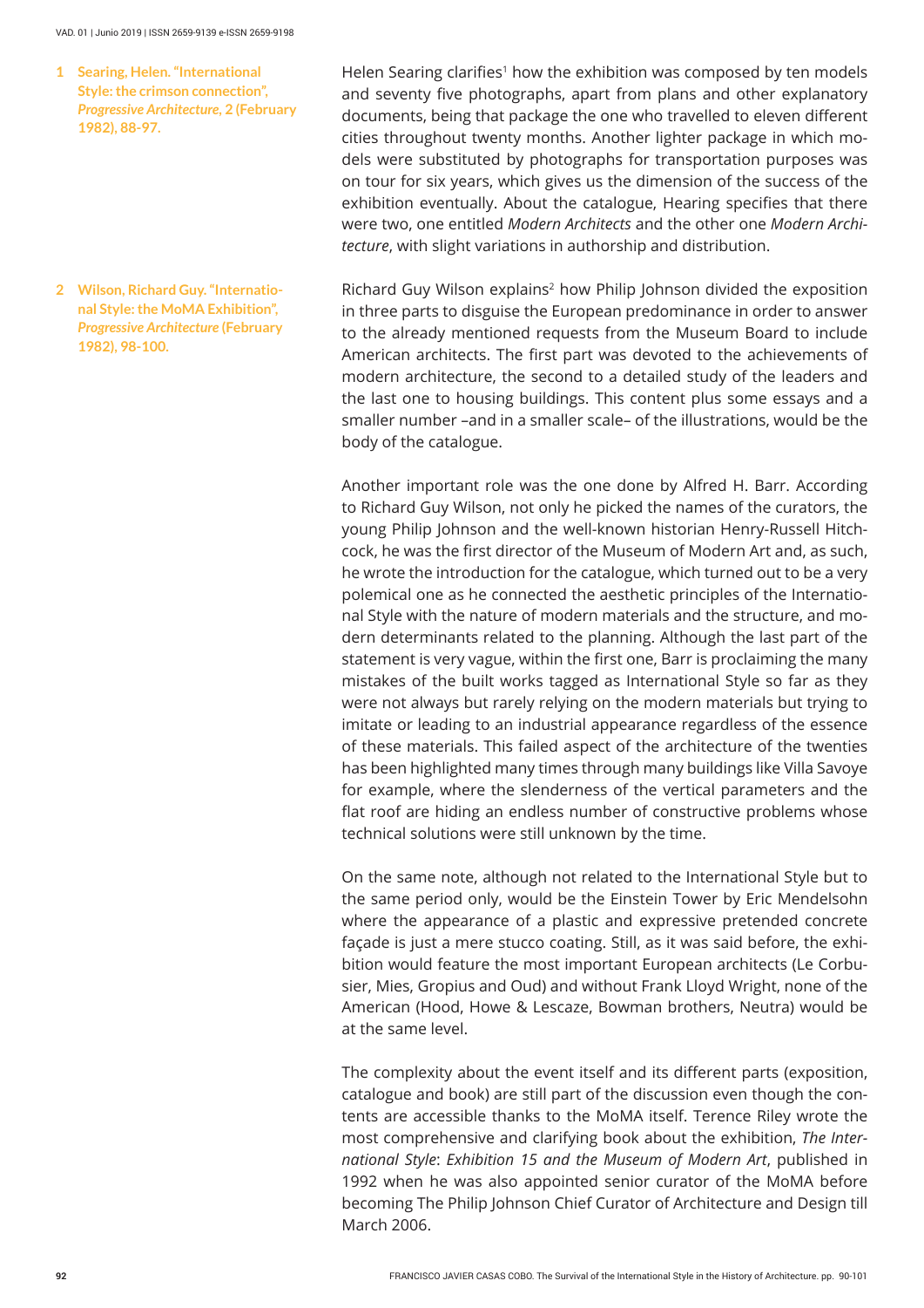Helen Searing clarifies[1] how the exhibition was composed by ten models and seventy five photographs, apart from plans and other explanatory documents, being that package the one who travelled to eleven different cities throughout twenty months. Another lighter package in which models were substituted by photographs for transportation purposes was on tour for six years, which gives us the dimension of the success of the exhibition eventually. About the catalogue, Hearing specifies that there were two, one entitled *Modern Architects* and the other one *Modern Architecture*, with slight variations in authorship and distribution.

Richard Guy Wilson explains[2] how Philip Johnson divided the exposition in three parts to disguise the European predominance in order to answer to the already mentioned requests from the Museum Board to include American architects. The first part was devoted to the achievements of modern architecture, the second to a detailed study of the leaders and the last one to housing buildings. This content plus some essays and a smaller number –and in a smaller scale– of the illustrations, would be the body of the catalogue.

Another important role was the one done by Alfred H. Barr. According to Richard Guy Wilson, not only he picked the names of the curators, the young Philip Johnson and the well-known historian Henry-Russell Hitchcock, he was the first director of the Museum of Modern Art and, as such, he wrote the introduction for the catalogue, which turned out to be a very polemical one as he connected the aesthetic principles of the International Style with the nature of modern materials and the structure, and modern determinants related to the planning. Although the last part of the statement is very vague, within the first one, Barr is proclaiming the many mistakes of the built works tagged as International Style so far as they were not always but rarely relying on the modern materials but trying to imitate or leading to an industrial appearance regardless of the essence of these materials. This failed aspect of the architecture of the twenties has been highlighted many times through many buildings like Villa Savoye for example, where the slenderness of the vertical parameters and the flat roof are hiding an endless number of constructive problems whose technical solutions were still unknown by the time.

On the same note, although not related to the International Style but to the same period only, would be the Einstein Tower by Eric Mendelsohn where the appearance of a plastic and expressive pretended concrete façade is just a mere stucco coating. Still, as it was said before, the exhibition would feature the most important European architects (Le Corbusier, Mies, Gropius and Oud) and without Frank Lloyd Wright, none of the American (Hood, Howe & Lescaze, Bowman brothers, Neutra) would be at the same level.

The complexity about the event itself and its different parts (exposition, catalogue and book) are still part of the discussion even though the contents are accessible thanks to the MoMA itself. Terence Riley wrote the most comprehensive and clarifying book about the exhibition, *The International Style*: *Exhibition 15 and the Museum of Modern Art*, published in 1992 when he was also appointed senior curator of the MoMA before becoming The Philip Johnson Chief Curator of Architecture and Design till March 2006.

---

1 Searing, Helen. "International Style: the crimson connection", *Progressive Architecture*, 2 (February 1982), 88-97.

2 Wilson, Richard Guy. "International Style: the MoMA Exhibition", *Progressive Architecture* (February 1982), 98-100.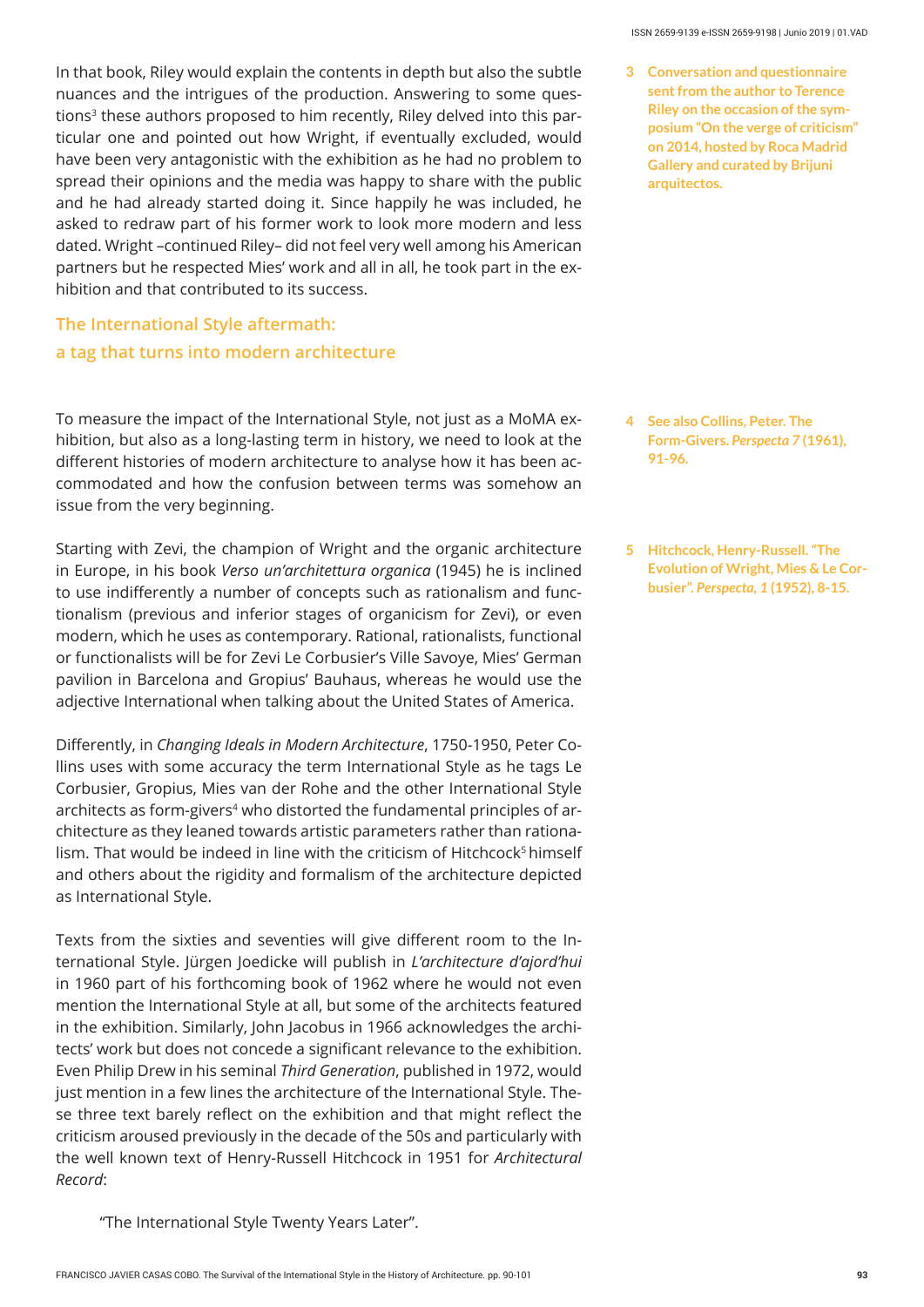In that book, Riley would explain the contents in depth but also the subtle nuances and the intrigues of the production. Answering to some questions[3] these authors proposed to him recently, Riley delved into this particular one and pointed out how Wright, if eventually excluded, would have been very antagonistic with the exhibition as he had no problem to spread their opinions and the media was happy to share with the public and he had already started doing it. Since happily he was included, he asked to redraw part of his former work to look more modern and less dated. Wright –continued Riley– did not feel very well among his American partners but he respected Mies' work and all in all, he took part in the exhibition and that contributed to its success.

## The International Style aftermath: a tag that turns into modern architecture

To measure the impact of the International Style, not just as a MoMA exhibition, but also as a long-lasting term in history, we need to look at the different histories of modern architecture to analyse how it has been accommodated and how the confusion between terms was somehow an issue from the very beginning.

Starting with Zevi, the champion of Wright and the organic architecture in Europe, in his book *Verso un'architettura organica* (1945) he is inclined to use indifferently a number of concepts such as rationalism and functionalism (previous and inferior stages of organicism for Zevi), or even modern, which he uses as contemporary. Rational, rationalists, functional or functionalists will be for Zevi Le Corbusier's Ville Savoye, Mies' German pavilion in Barcelona and Gropius' Bauhaus, whereas he would use the adjective International when talking about the United States of America.

Differently, in *Changing Ideals in Modern Architecture*, 1750-1950, Peter Collins uses with some accuracy the term International Style as he tags Le Corbusier, Gropius, Mies van der Rohe and the other International Style architects as form-givers[4] who distorted the fundamental principles of architecture as they leaned towards artistic parameters rather than rationalism. That would be indeed in line with the criticism of Hitchcock[5] himself and others about the rigidity and formalism of the architecture depicted as International Style.

Texts from the sixties and seventies will give different room to the International Style. Jürgen Joedicke will publish in *L'architecture d'ajord'hui* in 1960 part of his forthcoming book of 1962 where he would not even mention the International Style at all, but some of the architects featured in the exhibition. Similarly, John Jacobus in 1966 acknowledges the architects' work but does not concede a significant relevance to the exhibition. Even Philip Drew in his seminal *Third Generation*, published in 1972, would just mention in a few lines the architecture of the International Style. These three text barely reflect on the exhibition and that might reflect the criticism aroused previously in the decade of the 50s and particularly with the well known text of Henry-Russell Hitchcock in 1951 for *Architectural Record*:

> "The International Style Twenty Years Later".

---

3 Conversation and questionnaire sent from the author to Terence Riley on the occasion of the symposium "On the verge of criticism" on 2014, hosted by Roca Madrid Gallery and curated by Brijuni arquitectos.

4 See also Collins, Peter. The Form-Givers. *Perspecta 7* (1961), 91-96.

5 Hitchcock, Henry-Russell. "The Evolution of Wright, Mies & Le Corbusier". *Perspecta, 1* (1952), 8-15.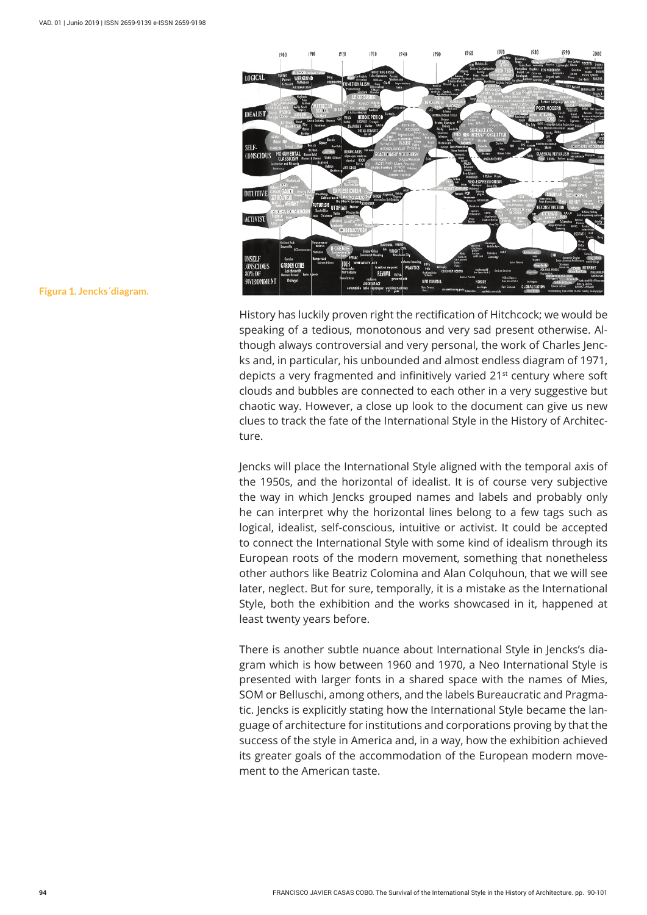**Figura 1. Jencks´diagram.**

History has luckily proven right the rectification of Hitchcock; we would be speaking of a tedious, monotonous and very sad present otherwise. Although always controversial and very personal, the work of Charles Jencks and, in particular, his unbounded and almost endless diagram of 1971, depicts a very fragmented and infinitively varied 21st century where soft clouds and bubbles are connected to each other in a very suggestive but chaotic way. However, a close up look to the document can give us new clues to track the fate of the International Style in the History of Architecture.

Jencks will place the International Style aligned with the temporal axis of the 1950s, and the horizontal of idealist. It is of course very subjective the way in which Jencks grouped names and labels and probably only he can interpret why the horizontal lines belong to a few tags such as logical, idealist, self-conscious, intuitive or activist. It could be accepted to connect the International Style with some kind of idealism through its European roots of the modern movement, something that nonetheless other authors like Beatriz Colomina and Alan Colquhoun, that we will see later, neglect. But for sure, temporally, it is a mistake as the International Style, both the exhibition and the works showcased in it, happened at least twenty years before.

There is another subtle nuance about International Style in Jencks's diagram which is how between 1960 and 1970, a Neo International Style is presented with larger fonts in a shared space with the names of Mies, SOM or Belluschi, among others, and the labels Bureaucratic and Pragmatic. Jencks is explicitly stating how the International Style became the language of architecture for institutions and corporations proving by that the success of the style in America and, in a way, how the exhibition achieved its greater goals of the accommodation of the European modern movement to the American taste.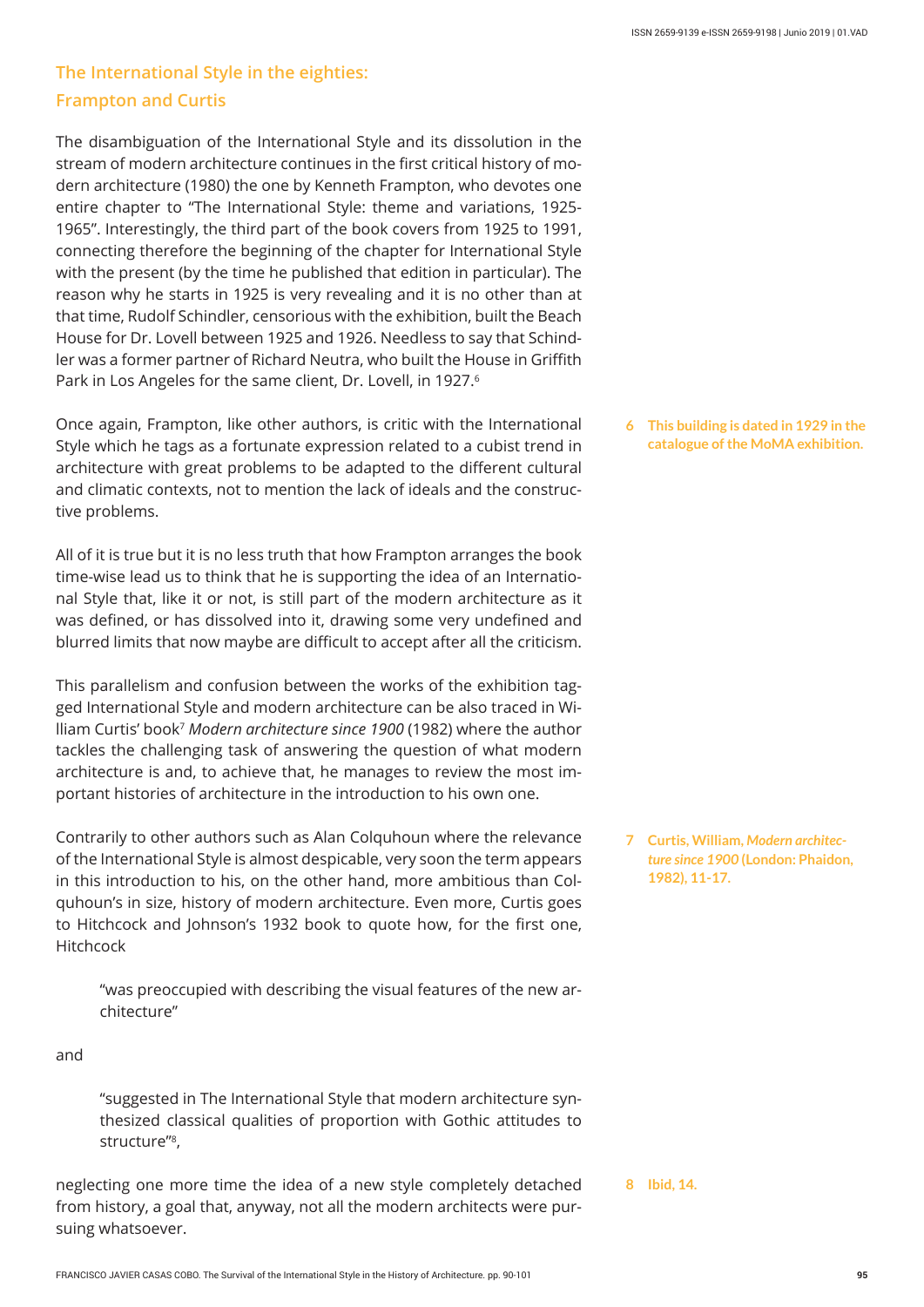## The International Style in the eighties: Frampton and Curtis

The disambiguation of the International Style and its dissolution in the stream of modern architecture continues in the first critical history of modern architecture (1980) the one by Kenneth Frampton, who devotes one entire chapter to "The International Style: theme and variations, 1925-1965". Interestingly, the third part of the book covers from 1925 to 1991, connecting therefore the beginning of the chapter for International Style with the present (by the time he published that edition in particular). The reason why he starts in 1925 is very revealing and it is no other than at that time, Rudolf Schindler, censorious with the exhibition, built the Beach House for Dr. Lovell between 1925 and 1926. Needless to say that Schindler was a former partner of Richard Neutra, who built the House in Griffith Park in Los Angeles for the same client, Dr. Lovell, in 1927.[6]

Once again, Frampton, like other authors, is critic with the International Style which he tags as a fortunate expression related to a cubist trend in architecture with great problems to be adapted to the different cultural and climatic contexts, not to mention the lack of ideals and the constructive problems.

All of it is true but it is no less truth that how Frampton arranges the book time-wise lead us to think that he is supporting the idea of an International Style that, like it or not, is still part of the modern architecture as it was defined, or has dissolved into it, drawing some very undefined and blurred limits that now maybe are difficult to accept after all the criticism.

This parallelism and confusion between the works of the exhibition tagged International Style and modern architecture can be also traced in William Curtis' book[7] *Modern architecture since 1900* (1982) where the author tackles the challenging task of answering the question of what modern architecture is and, to achieve that, he manages to review the most important histories of architecture in the introduction to his own one.

Contrarily to other authors such as Alan Colquhoun where the relevance of the International Style is almost despicable, very soon the term appears in this introduction to his, on the other hand, more ambitious than Colquhoun's in size, history of modern architecture. Even more, Curtis goes to Hitchcock and Johnson's 1932 book to quote how, for the first one, Hitchcock

> "was preoccupied with describing the visual features of the new architecture"

and

> "suggested in The International Style that modern architecture synthesized classical qualities of proportion with Gothic attitudes to structure"[8],

neglecting one more time the idea of a new style completely detached from history, a goal that, anyway, not all the modern architects were pursuing whatsoever.

**6** This building is dated in 1929 in the catalogue of the MoMA exhibition.

**7** Curtis, William, *Modern architecture since 1900* (London: Phaidon, 1982), 11-17.

**8** Ibid, 14.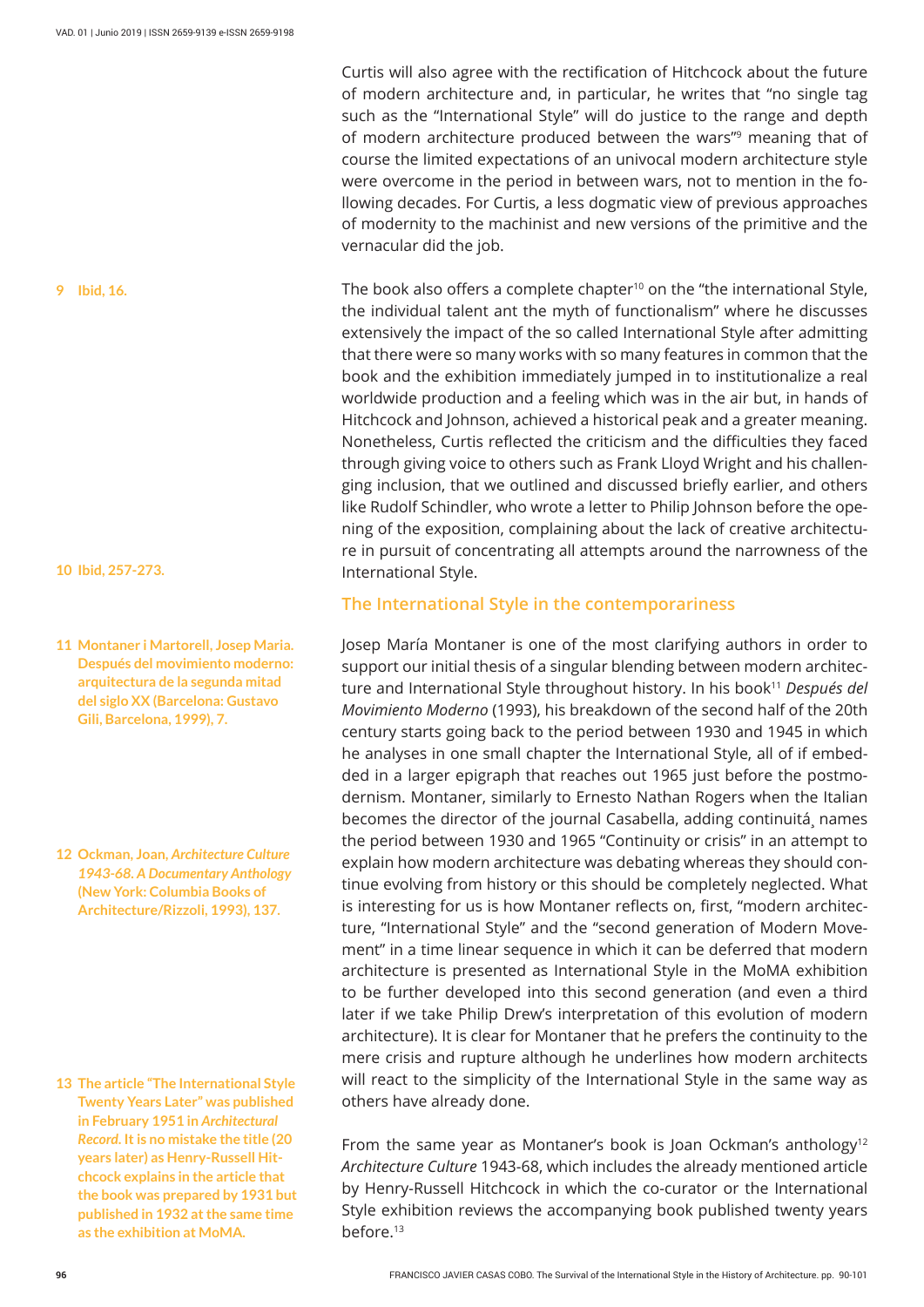Curtis will also agree with the rectification of Hitchcock about the future of modern architecture and, in particular, he writes that "no single tag such as the "International Style" will do justice to the range and depth of modern architecture produced between the wars"[9] meaning that of course the limited expectations of an univocal modern architecture style were overcome in the period in between wars, not to mention in the following decades. For Curtis, a less dogmatic view of previous approaches of modernity to the machinist and new versions of the primitive and the vernacular did the job.

The book also offers a complete chapter[10] on the "the international Style, the individual talent ant the myth of functionalism" where he discusses extensively the impact of the so called International Style after admitting that there were so many works with so many features in common that the book and the exhibition immediately jumped in to institutionalize a real worldwide production and a feeling which was in the air but, in hands of Hitchcock and Johnson, achieved a historical peak and a greater meaning. Nonetheless, Curtis reflected the criticism and the difficulties they faced through giving voice to others such as Frank Lloyd Wright and his challenging inclusion, that we outlined and discussed briefly earlier, and others like Rudolf Schindler, who wrote a letter to Philip Johnson before the opening of the exposition, complaining about the lack of creative architecture in pursuit of concentrating all attempts around the narrowness of the International Style.

## The International Style in the contemporariness

Josep María Montaner is one of the most clarifying authors in order to support our initial thesis of a singular blending between modern architecture and International Style throughout history. In his book[11] *Después del Movimiento Moderno* (1993), his breakdown of the second half of the 20th century starts going back to the period between 1930 and 1945 in which he analyses in one small chapter the International Style, all of if embedded in a larger epigraph that reaches out 1965 just before the postmodernism. Montaner, similarly to Ernesto Nathan Rogers when the Italian becomes the director of the journal Casabella, adding continuitá¸ names the period between 1930 and 1965 "Continuity or crisis" in an attempt to explain how modern architecture was debating whereas they should continue evolving from history or this should be completely neglected. What is interesting for us is how Montaner reflects on, first, "modern architecture, "International Style" and the "second generation of Modern Movement" in a time linear sequence in which it can be deferred that modern architecture is presented as International Style in the MoMA exhibition to be further developed into this second generation (and even a third later if we take Philip Drew's interpretation of this evolution of modern architecture). It is clear for Montaner that he prefers the continuity to the mere crisis and rupture although he underlines how modern architects will react to the simplicity of the International Style in the same way as others have already done.

From the same year as Montaner's book is Joan Ockman's anthology[12] *Architecture Culture* 1943-68, which includes the already mentioned article by Henry-Russell Hitchcock in which the co-curator or the International Style exhibition reviews the accompanying book published twenty years before.[13]

---

**9** Ibid, 16.

**10** Ibid, 257-273.

**11** Montaner i Martorell, Josep Maria. Después del movimiento moderno: arquitectura de la segunda mitad del siglo XX (Barcelona: Gustavo Gili, Barcelona, 1999), 7.

**12** Ockman, Joan, *Architecture Culture 1943-68. A Documentary Anthology* (New York: Columbia Books of Architecture/Rizzoli, 1993), 137.

**13** The article "The International Style Twenty Years Later" was published in February 1951 in *Architectural Record*. It is no mistake the title (20 years later) as Henry-Russell Hitchcock explains in the article that the book was prepared by 1931 but published in 1932 at the same time as the exhibition at MoMA.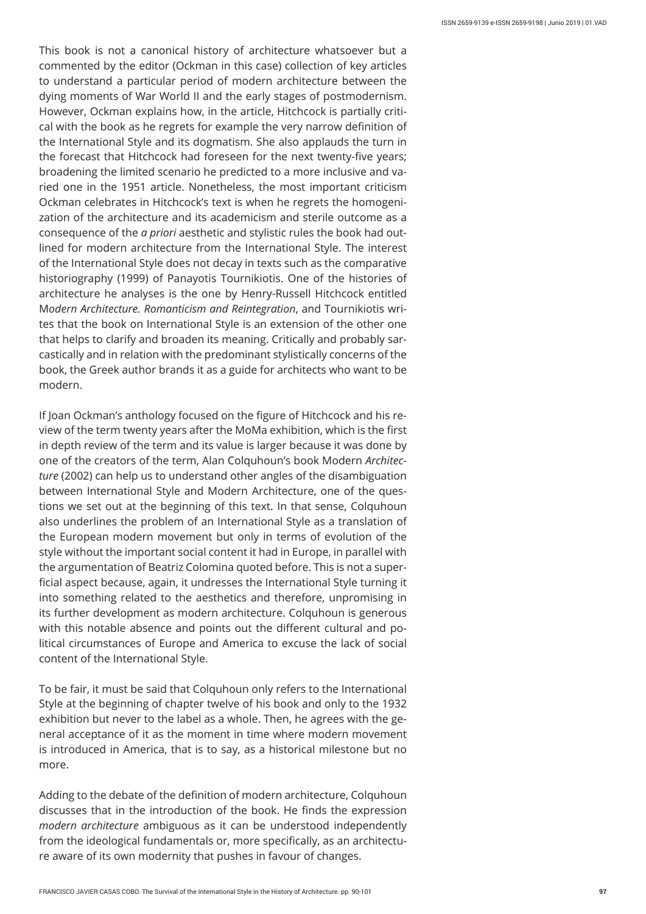This book is not a canonical history of architecture whatsoever but a commented by the editor (Ockman in this case) collection of key articles to understand a particular period of modern architecture between the dying moments of War World II and the early stages of postmodernism. However, Ockman explains how, in the article, Hitchcock is partially critical with the book as he regrets for example the very narrow definition of the International Style and its dogmatism. She also applauds the turn in the forecast that Hitchcock had foreseen for the next twenty-five years; broadening the limited scenario he predicted to a more inclusive and varied one in the 1951 article. Nonetheless, the most important criticism Ockman celebrates in Hitchcock's text is when he regrets the homogenization of the architecture and its academicism and sterile outcome as a consequence of the *a priori* aesthetic and stylistic rules the book had outlined for modern architecture from the International Style. The interest of the International Style does not decay in texts such as the comparative historiography (1999) of Panayotis Tournikiotis. One of the histories of architecture he analyses is the one by Henry-Russell Hitchcock entitled M*odern Architecture. Romanticism and Reintegration*, and Tournikiotis writes that the book on International Style is an extension of the other one that helps to clarify and broaden its meaning. Critically and probably sarcastically and in relation with the predominant stylistically concerns of the book, the Greek author brands it as a guide for architects who want to be modern.

If Joan Ockman's anthology focused on the figure of Hitchcock and his review of the term twenty years after the MoMa exhibition, which is the first in depth review of the term and its value is larger because it was done by one of the creators of the term, Alan Colquhoun's book Modern *Architecture* (2002) can help us to understand other angles of the disambiguation between International Style and Modern Architecture, one of the questions we set out at the beginning of this text. In that sense, Colquhoun also underlines the problem of an International Style as a translation of the European modern movement but only in terms of evolution of the style without the important social content it had in Europe, in parallel with the argumentation of Beatriz Colomina quoted before. This is not a superficial aspect because, again, it undresses the International Style turning it into something related to the aesthetics and therefore, unpromising in its further development as modern architecture. Colquhoun is generous with this notable absence and points out the different cultural and political circumstances of Europe and America to excuse the lack of social content of the International Style.

To be fair, it must be said that Colquhoun only refers to the International Style at the beginning of chapter twelve of his book and only to the 1932 exhibition but never to the label as a whole. Then, he agrees with the general acceptance of it as the moment in time where modern movement is introduced in America, that is to say, as a historical milestone but no more.

Adding to the debate of the definition of modern architecture, Colquhoun discusses that in the introduction of the book. He finds the expression *modern architecture* ambiguous as it can be understood independently from the ideological fundamentals or, more specifically, as an architecture aware of its own modernity that pushes in favour of changes.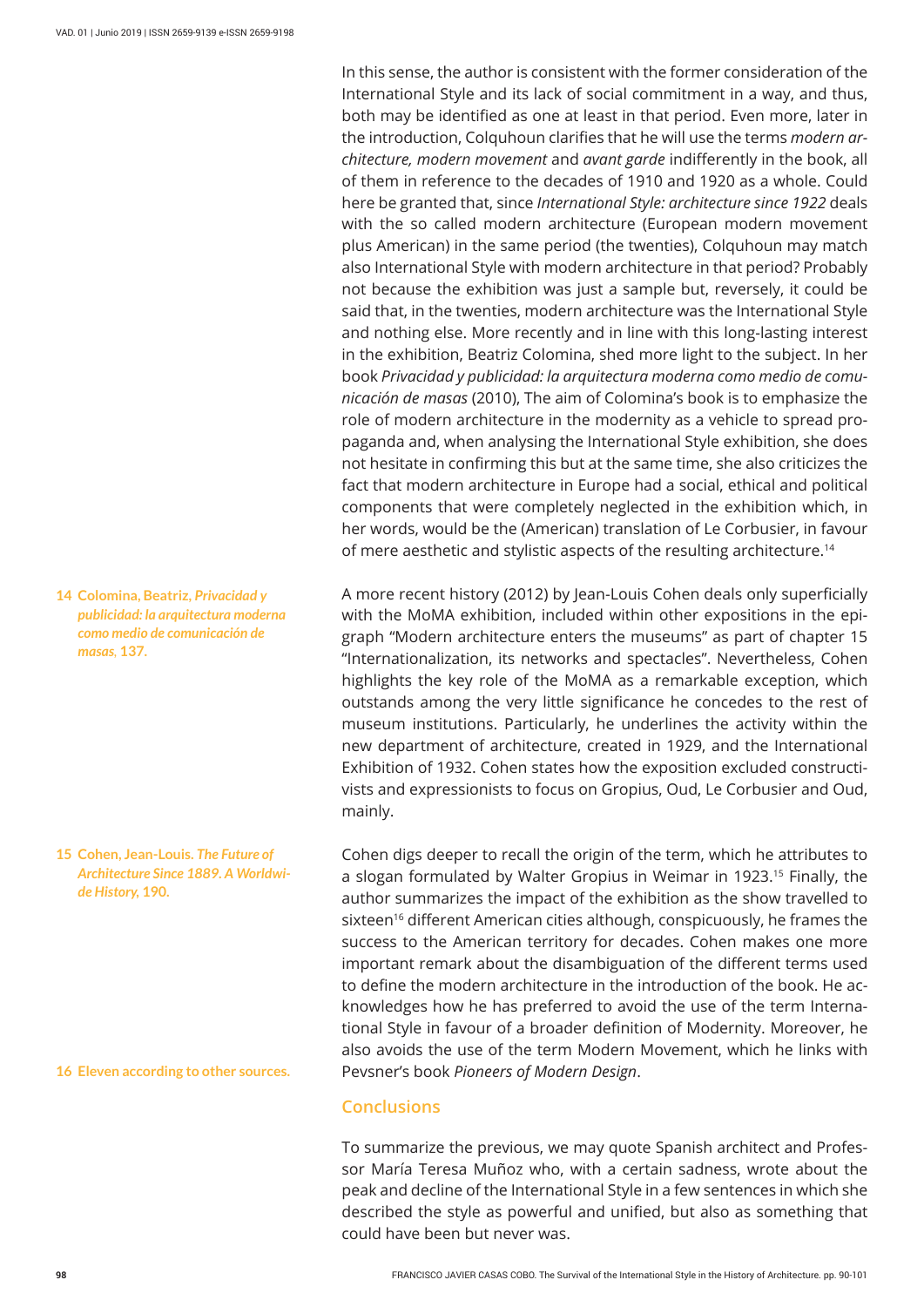In this sense, the author is consistent with the former consideration of the International Style and its lack of social commitment in a way, and thus, both may be identified as one at least in that period. Even more, later in the introduction, Colquhoun clarifies that he will use the terms *modern architecture, modern movement* and *avant garde* indifferently in the book, all of them in reference to the decades of 1910 and 1920 as a whole. Could here be granted that, since *International Style: architecture since 1922* deals with the so called modern architecture (European modern movement plus American) in the same period (the twenties), Colquhoun may match also International Style with modern architecture in that period? Probably not because the exhibition was just a sample but, reversely, it could be said that, in the twenties, modern architecture was the International Style and nothing else. More recently and in line with this long-lasting interest in the exhibition, Beatriz Colomina, shed more light to the subject. In her book *Privacidad y publicidad: la arquitectura moderna como medio de comunicación de masas* (2010), The aim of Colomina's book is to emphasize the role of modern architecture in the modernity as a vehicle to spread propaganda and, when analysing the International Style exhibition, she does not hesitate in confirming this but at the same time, she also criticizes the fact that modern architecture in Europe had a social, ethical and political components that were completely neglected in the exhibition which, in her words, would be the (American) translation of Le Corbusier, in favour of mere aesthetic and stylistic aspects of the resulting architecture.[14]

A more recent history (2012) by Jean-Louis Cohen deals only superficially with the MoMA exhibition, included within other expositions in the epigraph "Modern architecture enters the museums" as part of chapter 15 "Internationalization, its networks and spectacles". Nevertheless, Cohen highlights the key role of the MoMA as a remarkable exception, which outstands among the very little significance he concedes to the rest of museum institutions. Particularly, he underlines the activity within the new department of architecture, created in 1929, and the International Exhibition of 1932. Cohen states how the exposition excluded constructivists and expressionists to focus on Gropius, Oud, Le Corbusier and Oud, mainly.

Cohen digs deeper to recall the origin of the term, which he attributes to a slogan formulated by Walter Gropius in Weimar in 1923.[15] Finally, the author summarizes the impact of the exhibition as the show travelled to sixteen[16] different American cities although, conspicuously, he frames the success to the American territory for decades. Cohen makes one more important remark about the disambiguation of the different terms used to define the modern architecture in the introduction of the book. He acknowledges how he has preferred to avoid the use of the term International Style in favour of a broader definition of Modernity. Moreover, he also avoids the use of the term Modern Movement, which he links with Pevsner's book *Pioneers of Modern Design*.

## Conclusions

To summarize the previous, we may quote Spanish architect and Professor María Teresa Muñoz who, with a certain sadness, wrote about the peak and decline of the International Style in a few sentences in which she described the style as powerful and unified, but also as something that could have been but never was.

---

**14** Colomina, Beatriz, *Privacidad y publicidad: la arquitectura moderna como medio de comunicación de masas*, 137.

**15** Cohen, Jean-Louis. *The Future of Architecture Since 1889. A Worldwide History*, 190.

**16** Eleven according to other sources.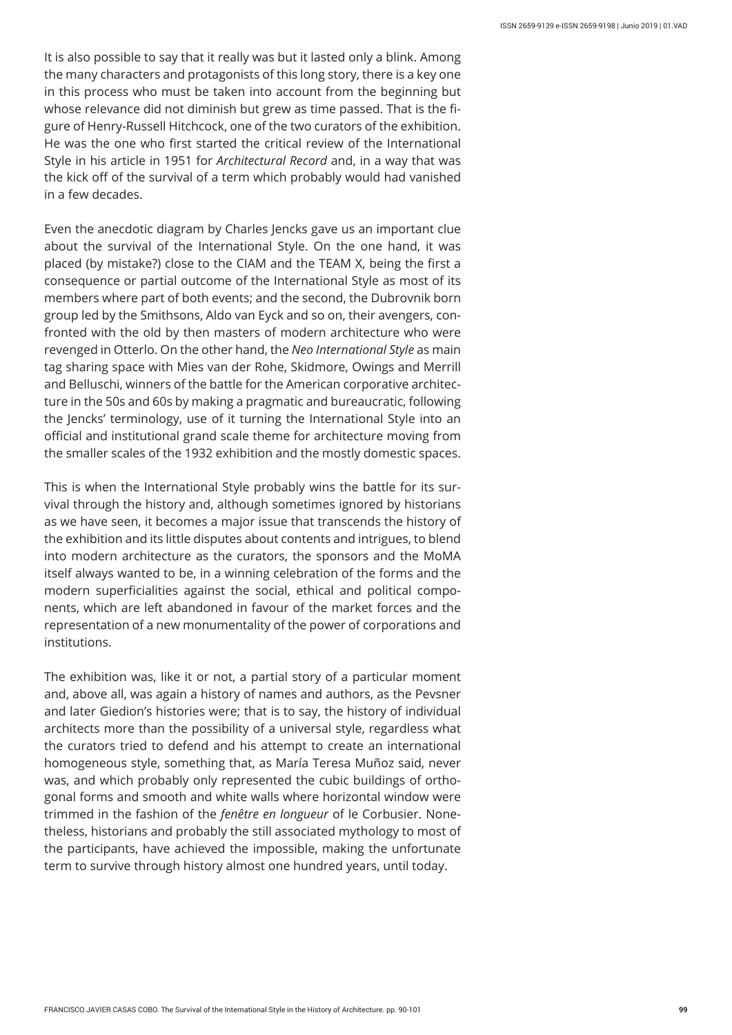It is also possible to say that it really was but it lasted only a blink. Among the many characters and protagonists of this long story, there is a key one in this process who must be taken into account from the beginning but whose relevance did not diminish but grew as time passed. That is the figure of Henry-Russell Hitchcock, one of the two curators of the exhibition. He was the one who first started the critical review of the International Style in his article in 1951 for *Architectural Record* and, in a way that was the kick off of the survival of a term which probably would had vanished in a few decades.

Even the anecdotic diagram by Charles Jencks gave us an important clue about the survival of the International Style. On the one hand, it was placed (by mistake?) close to the CIAM and the TEAM X, being the first a consequence or partial outcome of the International Style as most of its members where part of both events; and the second, the Dubrovnik born group led by the Smithsons, Aldo van Eyck and so on, their avengers, confronted with the old by then masters of modern architecture who were revenged in Otterlo. On the other hand, the *Neo International Style* as main tag sharing space with Mies van der Rohe, Skidmore, Owings and Merrill and Belluschi, winners of the battle for the American corporative architecture in the 50s and 60s by making a pragmatic and bureaucratic, following the Jencks' terminology, use of it turning the International Style into an official and institutional grand scale theme for architecture moving from the smaller scales of the 1932 exhibition and the mostly domestic spaces.

This is when the International Style probably wins the battle for its survival through the history and, although sometimes ignored by historians as we have seen, it becomes a major issue that transcends the history of the exhibition and its little disputes about contents and intrigues, to blend into modern architecture as the curators, the sponsors and the MoMA itself always wanted to be, in a winning celebration of the forms and the modern superficialities against the social, ethical and political components, which are left abandoned in favour of the market forces and the representation of a new monumentality of the power of corporations and institutions.

The exhibition was, like it or not, a partial story of a particular moment and, above all, was again a history of names and authors, as the Pevsner and later Giedion's histories were; that is to say, the history of individual architects more than the possibility of a universal style, regardless what the curators tried to defend and his attempt to create an international homogeneous style, something that, as María Teresa Muñoz said, never was, and which probably only represented the cubic buildings of orthogonal forms and smooth and white walls where horizontal window were trimmed in the fashion of the *fenêtre en longueur* of le Corbusier. Nonetheless, historians and probably the still associated mythology to most of the participants, have achieved the impossible, making the unfortunate term to survive through history almost one hundred years, until today.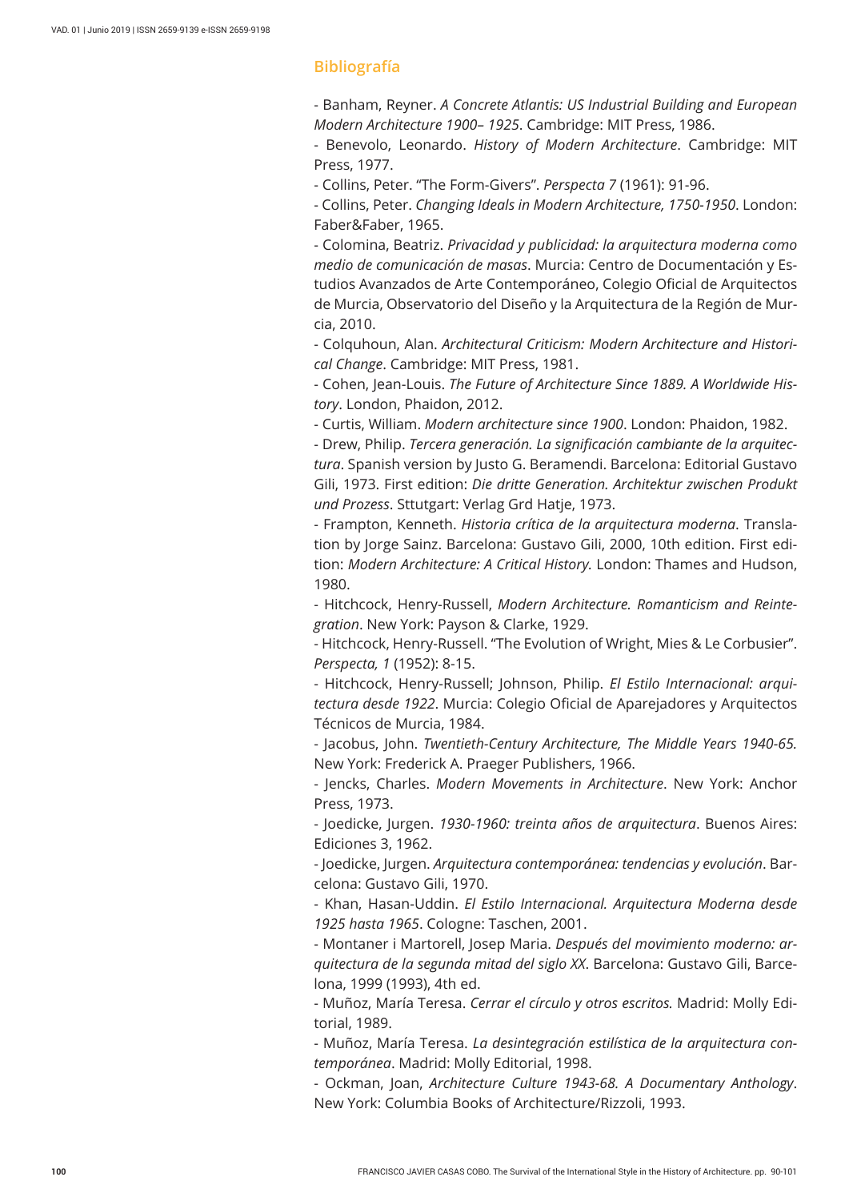## Bibliografía

- Banham, Reyner. *A Concrete Atlantis: US Industrial Building and European Modern Architecture 1900– 1925*. Cambridge: MIT Press, 1986.
- Benevolo, Leonardo. *History of Modern Architecture*. Cambridge: MIT Press, 1977.
- Collins, Peter. "The Form-Givers". *Perspecta 7* (1961): 91-96.
- Collins, Peter. *Changing Ideals in Modern Architecture, 1750-1950*. London: Faber&Faber, 1965.
- Colomina, Beatriz. *Privacidad y publicidad: la arquitectura moderna como medio de comunicación de masas*. Murcia: Centro de Documentación y Estudios Avanzados de Arte Contemporáneo, Colegio Oficial de Arquitectos de Murcia, Observatorio del Diseño y la Arquitectura de la Región de Murcia, 2010.
- Colquhoun, Alan. *Architectural Criticism: Modern Architecture and Historical Change*. Cambridge: MIT Press, 1981.
- Cohen, Jean-Louis. *The Future of Architecture Since 1889. A Worldwide History*. London, Phaidon, 2012.
- Curtis, William. *Modern architecture since 1900*. London: Phaidon, 1982.
- Drew, Philip. *Tercera generación. La significación cambiante de la arquitectura*. Spanish version by Justo G. Beramendi. Barcelona: Editorial Gustavo Gili, 1973. First edition: *Die dritte Generation. Architektur zwischen Produkt und Prozess*. Sttutgart: Verlag Grd Hatje, 1973.
- Frampton, Kenneth. *Historia crítica de la arquitectura moderna*. Translation by Jorge Sainz. Barcelona: Gustavo Gili, 2000, 10th edition. First edition: *Modern Architecture: A Critical History.* London: Thames and Hudson, 1980.
- Hitchcock, Henry-Russell, *Modern Architecture. Romanticism and Reintegration*. New York: Payson & Clarke, 1929.
- Hitchcock, Henry-Russell. "The Evolution of Wright, Mies & Le Corbusier". *Perspecta, 1* (1952): 8-15.
- Hitchcock, Henry-Russell; Johnson, Philip. *El Estilo Internacional: arquitectura desde 1922*. Murcia: Colegio Oficial de Aparejadores y Arquitectos Técnicos de Murcia, 1984.
- Jacobus, John. *Twentieth-Century Architecture, The Middle Years 1940-65.* New York: Frederick A. Praeger Publishers, 1966.
- Jencks, Charles. *Modern Movements in Architecture*. New York: Anchor Press, 1973.
- Joedicke, Jurgen. *1930-1960: treinta años de arquitectura*. Buenos Aires: Ediciones 3, 1962.
- Joedicke, Jurgen. *Arquitectura contemporánea: tendencias y evolución*. Barcelona: Gustavo Gili, 1970.
- Khan, Hasan-Uddin. *El Estilo Internacional. Arquitectura Moderna desde 1925 hasta 1965*. Cologne: Taschen, 2001.
- Montaner i Martorell, Josep Maria. *Después del movimiento moderno: arquitectura de la segunda mitad del siglo XX*. Barcelona: Gustavo Gili, Barcelona, 1999 (1993), 4th ed.
- Muñoz, María Teresa. *Cerrar el círculo y otros escritos.* Madrid: Molly Editorial, 1989.
- Muñoz, María Teresa. *La desintegración estilística de la arquitectura contemporánea*. Madrid: Molly Editorial, 1998.
- Ockman, Joan, *Architecture Culture 1943-68. A Documentary Anthology*. New York: Columbia Books of Architecture/Rizzoli, 1993.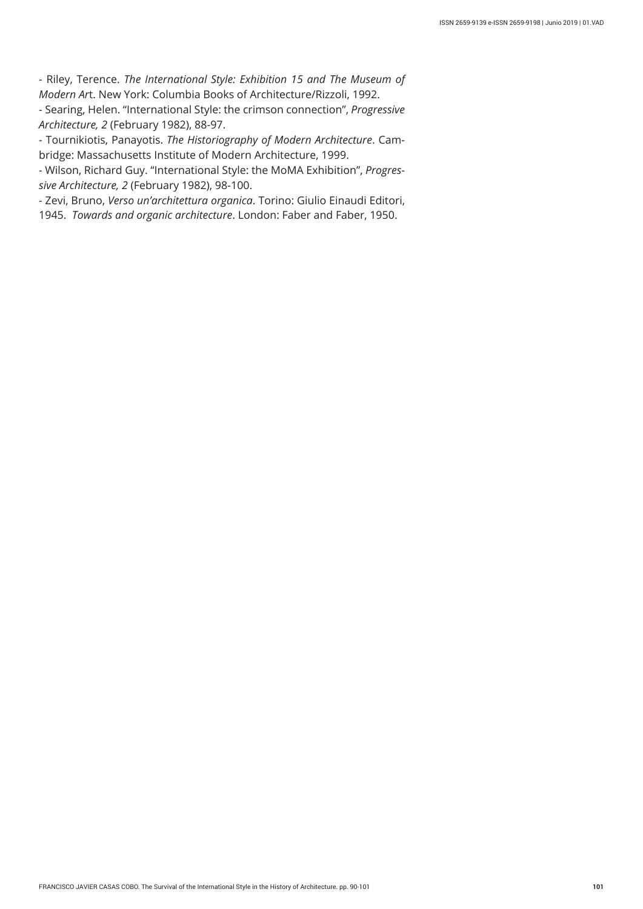- Riley, Terence. *The International Style: Exhibition 15 and The Museum of Modern Ar*t. New York: Columbia Books of Architecture/Rizzoli, 1992.

- Searing, Helen. "International Style: the crimson connection", *Progressive Architecture, 2* (February 1982), 88-97.

- Tournikiotis, Panayotis. *The Historiography of Modern Architecture*. Cambridge: Massachusetts Institute of Modern Architecture, 1999.

- Wilson, Richard Guy. "International Style: the MoMA Exhibition", *Progressive Architecture, 2* (February 1982), 98-100.

- Zevi, Bruno, *Verso un'architettura organica*. Torino: Giulio Einaudi Editori, 1945. *Towards and organic architecture*. London: Faber and Faber, 1950.